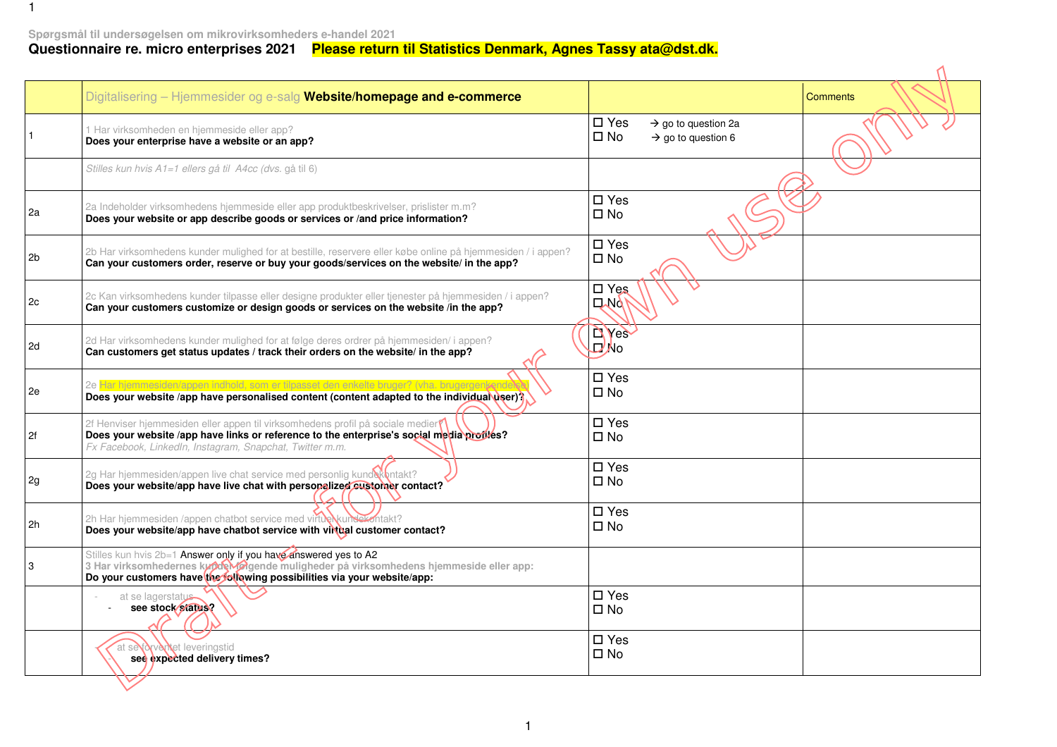Spørgsmål til undersøgelsen om mikrovirksomheders e-handel 2021

**Questionnaire re. micro enterprises 2021** **Please return til Statistics Denmark, Agnes Tassy ata@dst.dk.**

| | Digitalisering – Hjemmesider og e-salg **Website/homepage and e-commerce** | | Comments |
|---|---|---|---|
| 1 | 1 Har virksomheden en hjemmeside eller app?<br>**Does your enterprise have a website or an app?** | ☐ Yes → go to question 2a<br>☐ No → go to question 6 | |
| | *Stilles kun hvis A1=1 ellers gå til A4cc (dvs. gå til 6)* | | |
| 2a | 2a Indeholder virksomhedens hjemmeside eller app produktbeskrivelser, prislister m.m?<br>**Does your website or app describe goods or services or /and price information?** | ☐ Yes<br>☐ No | |
| 2b | 2b Har virksomhedens kunder mulighed for at bestille, reservere eller købe online på hjemmesiden / i appen?<br>**Can your customers order, reserve or buy your goods/services on the website/ in the app?** | ☐ Yes<br>☐ No | |
| 2c | 2c Kan virksomhedens kunder tilpasse eller designe produkter eller tjenester på hjemmesiden / i appen?<br>**Can your customers customize or design goods or services on the website /in the app?** | ☐ Yes<br>☐ No | |
| 2d | 2d Har virksomhedens kunder mulighed for at følge deres ordrer på hjemmesiden/ i appen?<br>**Can customers get status updates / track their orders on the website/ in the app?** | ☐ Yes<br>☐ No | |
| 2e | 2e Har hjemmesiden/appen indhold, som er tilpasset den enkelte bruger? (vha. brugergenkendelse)<br>**Does your website /app have personalised content (content adapted to the individual user)?** | ☐ Yes<br>☐ No | |
| 2f | 2f Henviser hjemmesiden eller appen til virksomhedens profil på sociale medier?<br>**Does your website /app have links or reference to the enterprise's social media profiles?**<br>*Fx Facebook, LinkedIn, Instagram, Snapchat, Twitter m.m.* | ☐ Yes<br>☐ No | |
| 2g | 2g Har hjemmesiden/appen live chat service med personlig kundekontakt?<br>**Does your website/app have live chat with personalized customer contact?** | ☐ Yes<br>☐ No | |
| 2h | 2h Har hjemmesiden /appen chatbot service med virtuel kundekontakt?<br>**Does your website/app have chatbot service with virtual customer contact?** | ☐ Yes<br>☐ No | |
| 3 | Stilles kun hvis 2b=1 Answer only if you have answered yes to A2<br>**3 Har virksomhedernes kunder følgende muligheder på virksomhedens hjemmeside eller app:**<br>**Do your customers have the following possibilities via your website/app:** | | |
| | - at se lagerstatus<br>- **see stock status?** | ☐ Yes<br>☐ No | |
| | - at se forventet leveringstid<br>- **see expected delivery times?** | ☐ Yes<br>☐ No | |

Draft for your own use only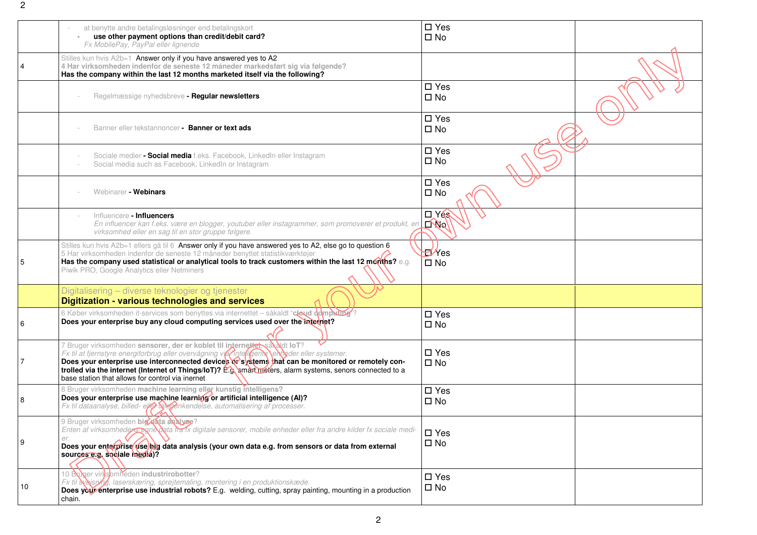| | | | |
|---|---|---|---|
| | - at benytte andre betalingsløsninger end betalingskort<br>- **use other payment options than credit/debit card?**<br>*Fx MobilePay, PayPal eller lignende* | ☐ Yes<br>☐ No | |
| 4 | Stilles kun hvis A2b=1 Answer only if you have answered yes to A2<br>**4 Har virksomheden indenfor de seneste 12 måneder markedsført sig via følgende?**<br>**Has the company within the last 12 months marketed itself via the following?** | | |
| | - Regelmæssige nyhedsbreve **- Regular newsletters** | ☐ Yes<br>☐ No | |
| | - Banner eller tekstannoncer **- Banner or text ads** | ☐ Yes<br>☐ No | |
| | - Sociale medier **- Social media** f.eks. Facebook, LinkedIn eller Instagram<br>- Social media such as Facebook, LinkedIn or Instagram | ☐ Yes<br>☐ No | |
| | - Webinarer **- Webinars** | ☐ Yes<br>☐ No | |
| | - Influencere **- Influencers**<br>*En influencer kan f.eks. være en blogger, youtuber eller instagrammer, som promoverer et produkt, en virksomhed eller en sag til en stor gruppe følgere.* | ☐ Yes<br>☐ No | |
| 5 | Stilles kun hvis A2b=1 ellers gå til 6 Answer only if you have answered yes to A2, else go to question 6<br>5 Har virksomheden indenfor de seneste 12 måneder benyttet statistikværktøjer<br>**Has the company used statistical or analytical tools to track customers within the last 12 months?** e.g. Piwik PRO, Google Analytics eller Netminers | ☐ Yes<br>☐ No | |
| | Digitalisering – diverse teknologier og tjenester<br>**Digitization - various technologies and services** | | |
| 6 | 6 Køber virksomheden it-services som benyttes via internettet – såkaldt '**cloud computing**'?<br>**Does your enterprise buy any cloud computing services used over the internet?** | ☐ Yes<br>☐ No | |
| 7 | 7 Bruger virksomheden **sensorer, der er koblet til internettet**, såkaldt **IoT**?<br>*Fx til at fjernstyre energiforbrug eller overvågning via 'intelligente' enheder eller systemer.*<br>**Does your enterprise use interconnected devices or systems that can be monitored or remotely controlled via the internet (Internet of Things/IoT)?** E.g. smart meters, alarm systems, senors connected to a base station that allows for control via inernet | ☐ Yes<br>☐ No | |
| 8 | 8 Bruger virksomheden **machine learning eller kunstig intelligens?**<br>**Does your enterprise use machine learning or artificial intelligence (AI)?**<br>*Fx til dataanalyse, billed- eller talegenkendelse, automatisering af processer.* | ☐ Yes<br>☐ No | |
| 9 | 9 Bruger virksomheden **big data analyse**?<br>*Enten af virksomhedens egne data fra fx digitale sensorer, mobile enheder eller fra andre kilder fx sociale medier.*<br>**Does your enterprise use big data analysis (your own data e.g. from sensors or data from external sources e.g. sociale media)?** | ☐ Yes<br>☐ No | |
| 10 | 10 Bruger virksomheden **industrirobotter**?<br>*Fx til svejsning, laserskæring, sprøjtemaling, montering i en produktionskæde.*<br>**Does your enterprise use industrial robots?** E.g. welding, cutting, spray painting, mounting in a production chain. | ☐ Yes<br>☐ No | |

Draft for your own use only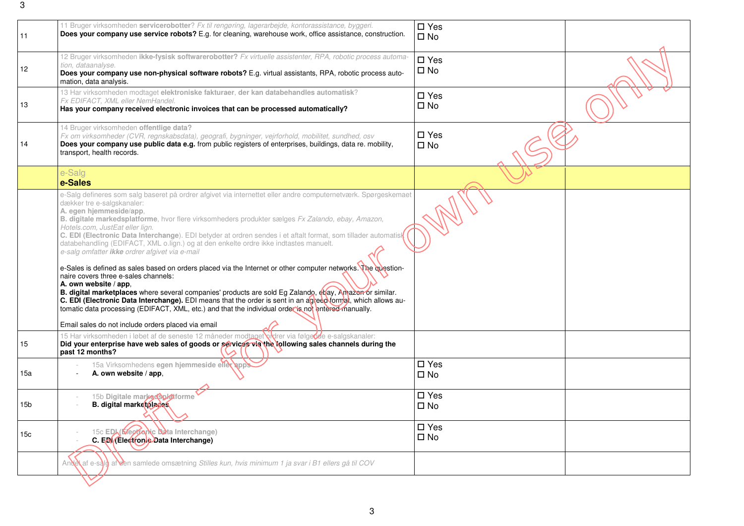| | | | |
|---|---|---|---|
| 11 | 11 Bruger virksomheden **servicerobotter**? *Fx til rengøring, lagerarbejde, kontorassistance, byggeri.*<br>**Does your company use service robots?** E.g. for cleaning, warehouse work, office assistance, construction. | ☐ Yes<br>☐ No | |
| 12 | 12 Bruger virksomheden **ikke-fysisk softwarerobotter?** *Fx virtuelle assistenter, RPA, robotic process automation, dataanalyse.*<br>**Does your company use non-physical software robots?** E.g. virtual assistants, RPA, robotic process automation, data analysis. | ☐ Yes<br>☐ No | |
| 13 | 13 Har virksomheden modtaget **elektroniske fakturaer, der kan databehandles automatisk**? *Fx EDIFACT, XML eller NemHandel.*<br>**Has your company received electronic invoices that can be processed automatically?** | ☐ Yes<br>☐ No | |
| 14 | 14 Bruger virksomheden **offentlige data?** *Fx om virksomheder (CVR, regnskabsdata), geografi, bygninger, vejrforhold, mobilitet, sundhed, osv*<br>**Does your company use public data e.g.** from public registers of enterprises, buildings, data re. mobility, transport, health records. | ☐ Yes<br>☐ No | |
| | e-Salg<br>**e-Sales** | | |
| | e-Salg defineres som salg baseret på ordrer afgivet via internettet eller andre computernetværk. Spørgeskemaet dækker tre e-salgskanaler:<br>**A. egen hjemmeside/app**,<br>**B. digitale markedsplatforme**, hvor flere virksomheders produkter sælges *Fx Zalando, ebay, Amazon, Hotels.com, JustEat eller lign.*<br>**C. EDI (Electronic Data Interchange)**. EDI betyder at ordren sendes i et aftalt format, som tillader automatisk databehandling (EDIFACT, XML o.lign.) og at den enkelte ordre ikke indtastes manuelt.<br>*e-salg omfatter **ikke** ordrer afgivet via e-mail*<br><br>e-Sales is defined as sales based on orders placed via the Internet or other computer networks. The questionnaire covers three e-sales channels:<br>**A. own website / app**,<br>**B. digital marketplaces** where several companies' products are sold Eg Zalando, ebay, Amazon or similar.<br>**C. EDI (Electronic Data Interchange).** EDI means that the order is sent in an agreed format, which allows automatic data processing (EDIFACT, XML, etc.) and that the individual order is not entered manually.<br><br>Email sales do not include orders placed via email | | |
| 15 | 15 Har virksomheden i løbet af de seneste 12 måneder modtaget ordrer via følgende e-salgskanaler:<br>**Did your enterprise have web sales of goods or services via the following sales channels during the past 12 months?** | | |
| 15a | - 15a Virksomhedens **egen hjemmeside eller apps**<br>- **A. own website** / **app**, | ☐ Yes<br>☐ No | |
| 15b | - 15b **Digitale markedsplatforme**<br>- **B. digital marketplaces** | ☐ Yes<br>☐ No | |
| 15c | - 15c **EDI (Electronic Data Interchange)**<br>- **C. EDI (Electronic Data Interchange)** | ☐ Yes<br>☐ No | |
| | Andel af e-salg af den samlede omsætning *Stilles kun, hvis minimum 1 ja svar i B1 ellers gå til COV* | | |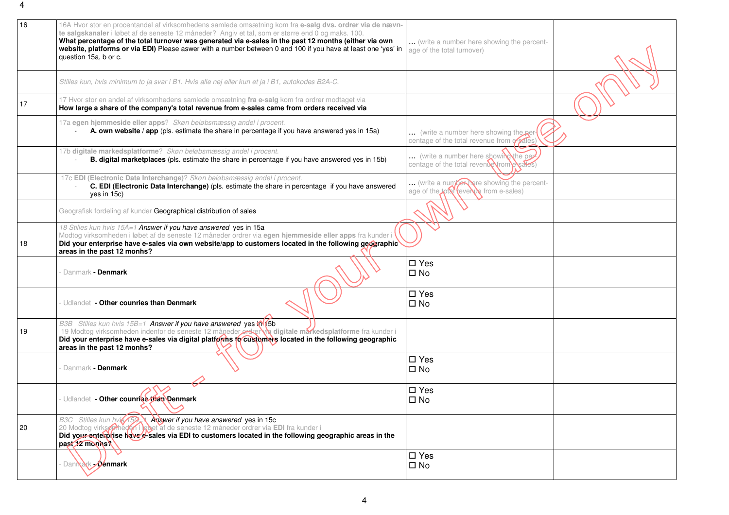| | | | |
|---|---|---|---|
| 16 | 16A Hvor stor en procentandel af virksomhedens samlede omsætning kom fra **e-salg dvs. ordrer via de nævnte salgskanaler** i løbet af de seneste 12 måneder? Angiv et tal, som er større end 0 og maks. 100.<br>**What percentage of the total turnover was generated via e-sales in the past 12 months (either via own website, platforms or via EDI)** Please aswer with a number between 0 and 100 if you have at least one 'yes' in question 15a, b or c. | **…** (write a number here showing the percentage of the total turnover) | |
| | *Stilles kun, hvis minimum to ja svar i B1. Hvis alle nej eller kun et ja i B1, autokodes B2A-C.* | | |
| 17 | 17 Hvor stor en andel af virksomhedens samlede omsætning **fra e-salg** kom fra ordrer modtaget via<br>**How large a share of the company's total revenue from e-sales came from orders received via** | | |
| | 17a **egen hjemmeside eller apps**? *Skøn beløbsmæssig andel i procent.*<br>- **A. own website** / **app** (pls. estimate the share in percentage if you have answered yes in 15a) | **…** (write a number here showing the percentage of the total revenue from e-sales) | |
| | 17b **digitale markedsplatforme**? *Skøn beløbsmæssig andel i procent.*<br>- **B. digital marketplaces** (pls. estimate the share in percentage if you have answered yes in 15b) | **…** (write a number here showing the percentage of the total revenue from e-sales) | |
| | 17c **EDI (Electronic Data Interchange)**? *Skøn beløbsmæssig andel i procent.*<br>- **C. EDI (Electronic Data Interchange)** (pls. estimate the share in percentage if you have answered yes in 15c) | **…** (write a number here showing the percentage of the total revenue from e-sales) | |
| | Geografisk fordeling af kunder Geographical distribution of sales | | |
| 18 | *18 Stilles kun hvis 15A=1 Answer if you have answered* yes in 15a<br>Modtog virksomheden i løbet af de seneste 12 måneder ordrer via **egen hjemmeside eller apps** fra kunder i<br>**Did your enterprise have e-sales via own website/app to customers located in the following geographic areas in the past 12 monhs?** | | |
| | - Danmark **- Denmark** | ☐ Yes<br>☐ No | |
| | - Udlandet **- Other counries than Denmark** | ☐ Yes<br>☐ No | |
| 19 | *B3B Stilles kun hvis 15B=1 Answer if you have answered* yes in 15b<br>19 Modtog virksomheden indenfor de seneste 12 måneder ordrer via **digitale markedsplatforme** fra kunder i<br>**Did your enterprise have e-sales via digital platforms to customers located in the following geographic areas in the past 12 monhs?** | | |
| | - Danmark **- Denmark** | ☐ Yes<br>☐ No | |
| | - Udlandet **- Other counries than Denmark** | ☐ Yes<br>☐ No | |
| 20 | *B3C Stilles kun hvis 15C=1 Answer if you have answered* yes in 15c<br>20 Modtog virksomheden i løbet af de seneste 12 måneder ordrer via **EDI** fra kunder i<br>**Did your enterprise have e-sales via EDI to customers located in the following geographic areas in the past 12 monhs?** | | |
| | - Danmark **- Denmark** | ☐ Yes<br>☐ No | |

Draft - for your own use only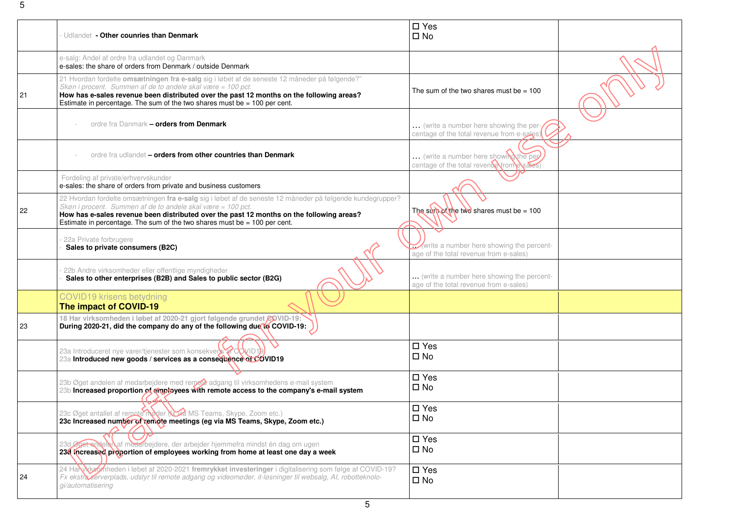|  |  |  |  |
|---|---|---|---|
|  | - Udlandet **- Other counries than Denmark** | ☐ Yes<br>☐ No |  |
|  | e-salg: Andel af ordre fra udlandet og Danmark<br>e-sales: the share of orders from Denmark / outside Denmark |  |  |
| 21 | 21 Hvordan fordelte **omsætningen fra e-salg** sig i løbet af de seneste 12 måneder på følgende?"<br>*Skøn i procent. Summen af de to andele skal være = 100 pct.*<br>**How has e-sales revenue been distributed over the past 12 months on the following areas?**<br>Estimate in percentage. The sum of the two shares must be = 100 per cent. | The sum of the two shares must be = 100 |  |
|  | - ordre fra Danmark **– orders from Denmark** | **…** (write a number here showing the percentage of the total revenue from e-sales) |  |
|  | - ordre fra udlandet **– orders from other countries than Denmark** | **…** (write a number here showing the percentage of the total revenue from e-sales) |  |
|  | Fordeling af private/erhvervskunder<br>e-sales: the share of orders from private and business customers |  |  |
| 22 | 22 Hvordan fordelte omsætningen **fra e-salg** sig i løbet af de seneste 12 måneder på følgende kundegrupper?<br>*Skøn i procent. Summen af de to andele skal være = 100 pct.*<br>**How has e-sales revenue been distributed over the past 12 months on the following areas?**<br>Estimate in percentage. The sum of the two shares must be = 100 per cent. | The sum of the two shares must be = 100 |  |
|  | - 22a Private forbrugere<br>- **Sales to private consumers (B2C)** | **…** (write a number here showing the percentage of the total revenue from e-sales) |  |
|  | - 22b Andre virksomheder eller offentlige myndigheder<br>- **Sales to other enterprises (B2B) and Sales to public sector (B2G)** | **…** (write a number here showing the percentage of the total revenue from e-sales) |  |
|  | COVID19 krisens betydning<br>**The impact of COVID-19** |  |  |
| 23 | **18 Har virksomheden i løbet af 2020-21 gjort følgende grundet COVID-19:**<br>**During 2020-21, did the company do any of the following due to COVID-19:** |  |  |
|  | 23a Introduceret nye varer/tjenester som konsekvens af COVID19<br>23a **Introduced new goods / services as a consequence of COVID19** | ☐ Yes<br>☐ No |  |
|  | 23b Øget andelen af medarbejdere med remote adgang til virksomhedens e-mail system<br>23b **Increased proportion of employees with remote access to the company's e-mail system** | ☐ Yes<br>☐ No |  |
|  | 23c Øget antallet af remote møder (fx via MS Teams, Skype, Zoom etc.)<br>**23c Increased number of remote meetings (eg via MS Teams, Skype, Zoom etc.)** | ☐ Yes<br>☐ No |  |
|  | 23d Øget andelen af medarbejdere, der arbejder hjemmefra mindst én dag om ugen<br>**23d Increased proportion of employees working from home at least one day a week** | ☐ Yes<br>☐ No |  |
| 24 | 24 Har virksomheden i løbet af 2020-2021 **fremrykket investeringer** i digitalisering som følge af COVID-19?<br>*Fx ekstra serverplads, udstyr til remote adgang og videomøder, it-løsninger til websalg, AI, robotteknologi/automatisering* | ☐ Yes<br>☐ No |  |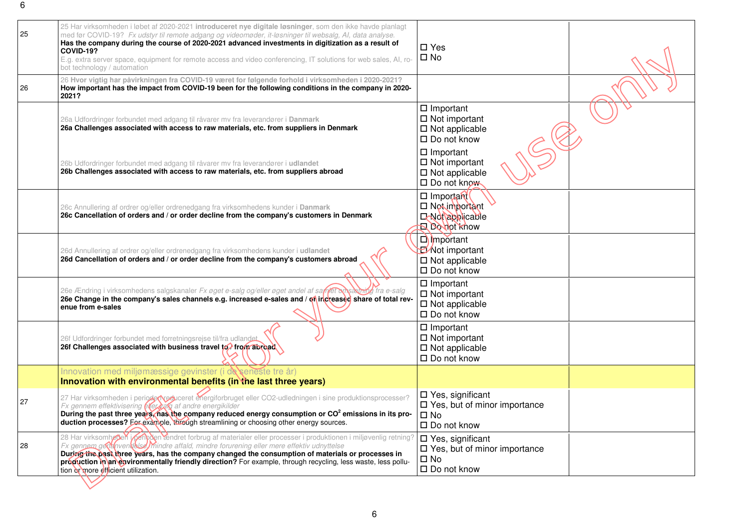| | | | |
|---|---|---|---|
| 25 | 25 Har virksomheden i løbet af 2020-2021 **introduceret nye digitale løsninger**, som den ikke havde planlagt med før COVID-19? *Fx udstyr til remote adgang og videomøder, it-løsninger til websalg, AI, data analyse.*<br>**Has the company during the course of 2020-2021 advanced investments in digitization as a result of COVID-19?**<br>E.g. extra server space, equipment for remote access and video conferencing, IT solutions for web sales, AI, robot technology / automation | ☐ Yes<br>☐ No | |
| 26 | 26 **Hvor vigtig har påvirkningen fra COVID-19 været for følgende forhold i virksomheden i 2020-2021?**<br>**How important has the impact from COVID-19 been for the following conditions in the company in 2020-2021?** | | |
| | 26a Udfordringer forbundet med adgang til råvarer mv fra leverandører i **Danmark**<br>**26a Challenges associated with access to raw materials, etc. from suppliers in Denmark** | ☐ Important<br>☐ Not important<br>☐ Not applicable<br>☐ Do not know | |
| | 26b Udfordringer forbundet med adgang til råvarer mv fra leverandører i **udlandet**<br>**26b Challenges associated with access to raw materials, etc. from suppliers abroad** | ☐ Important<br>☐ Not important<br>☐ Not applicable<br>☐ Do not know | |
| | 26c Annullering af ordrer og/eller ordrenedgang fra virksomhedens kunder i **Danmark**<br>**26c Cancellation of orders and / or order decline from the company's customers in Denmark** | ☐ Important<br>☐ Not important<br>☐ Not applicable<br>☐ Do not know | |
| | 26d Annullering af ordrer og/eller ordrenedgang fra virksomhedens kunder i **udlandet**<br>**26d Cancellation of orders and / or order decline from the company's customers abroad** | ☐ Important<br>☐ Not important<br>☐ Not applicable<br>☐ Do not know | |
| | 26e Ændring i virksomhedens salgskanaler *Fx øget e-salg og/eller øget andel af samlet omsætning fra e-salg*<br>**26e Change in the company's sales channels e.g. increased e-sales and / or increased share of total revenue from e-sales** | ☐ Important<br>☐ Not important<br>☐ Not applicable<br>☐ Do not know | |
| | 26f Udfordringer forbundet med forretningsrejse til/fra udlandet<br>**26f Challenges associated with business travel to / from abroad** | ☐ Important<br>☐ Not important<br>☐ Not applicable<br>☐ Do not know | |
| | Innovation med miljømæssige gevinster (i de seneste tre år)<br>**Innovation with environmental benefits (in the last three years)** | | |
| 27 | 27 Har virksomheden i perioden reduceret energiforbruget eller CO2-udledningen i sine produktionsprocesser? *Fx gennem effektivisering eller valg af andre energikilder*<br>**During the past three years, has the company reduced energy consumption or $CO^2$ emissions in its production processes?** For example, through streamlining or choosing other energy sources. | ☐ Yes, significant<br>☐ Yes, but of minor importance<br>☐ No<br>☐ Do not know | |
| 28 | 28 Har virksomheden i perioden ændret forbrug af materialer eller processer i produktionen i miljøvenlig retning? *Fx gennem genanvendelse, mindre affald, mindre forurening eller mere effektiv udnyttelse*<br>**During the past three years, has the company changed the consumption of materials or processes in production in an environmentally friendly direction?** For example, through recycling, less waste, less pollution or more efficient utilization. | ☐ Yes, significant<br>☐ Yes, but of minor importance<br>☐ No<br>☐ Do not know | |

Draft - for your own use only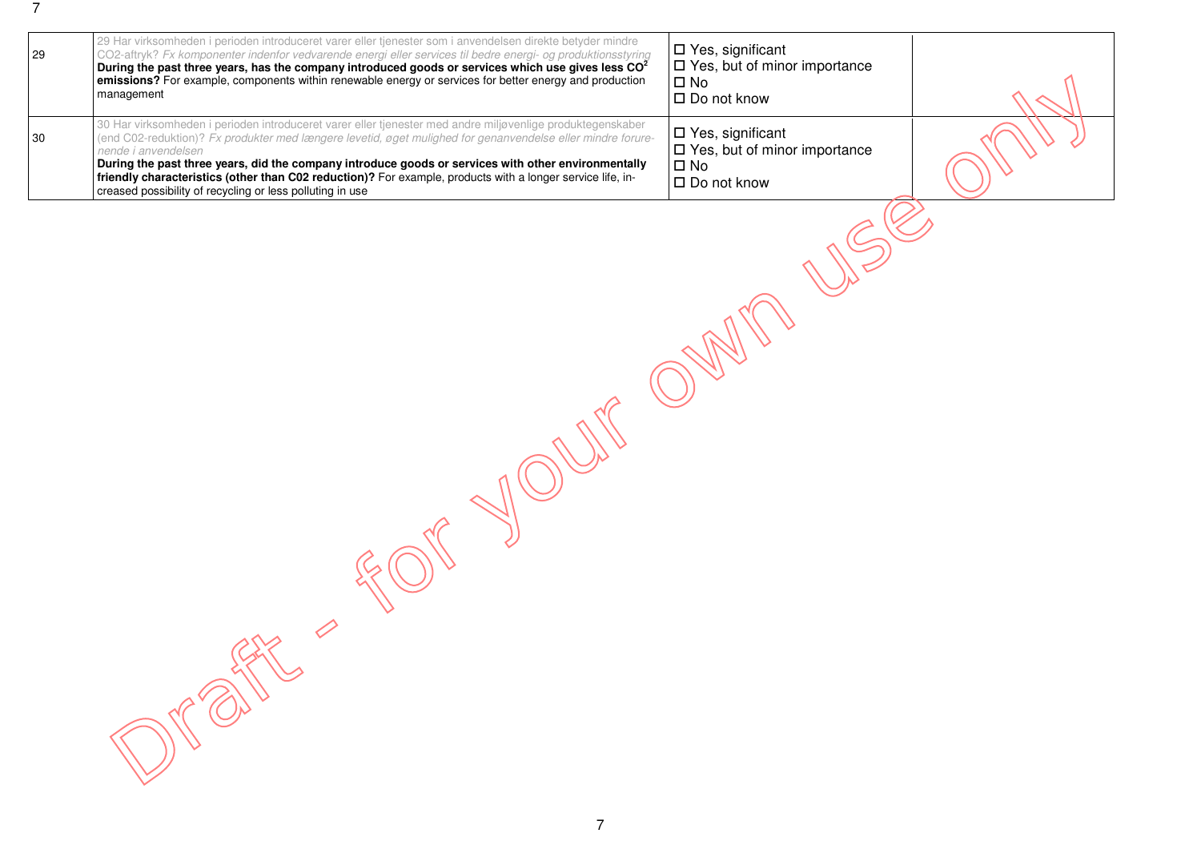| | | | |
|---|---|---|---|
| 29 | 29 Har virksomheden i perioden introduceret varer eller tjenester som i anvendelsen direkte betyder mindre CO2-aftryk? *Fx komponenter indenfor vedvarende energi eller services til bedre energi- og produktionsstyring*<br>**During the past three years, has the company introduced goods or services which use gives less $CO^2$ emissions?** For example, components within renewable energy or services for better energy and production management | ☐ Yes, significant<br>☐ Yes, but of minor importance<br>☐ No<br>☐ Do not know | |
| 30 | 30 Har virksomheden i perioden introduceret varer eller tjenester med andre miljøvenlige produktegenskaber (end C02-reduktion)? *Fx produkter med længere levetid, øget mulighed for genanvendelse eller mindre forurenende i anvendelsen*<br>**During the past three years, did the company introduce goods or services with other environmentally friendly characteristics (other than C02 reduction)?** For example, products with a longer service life, increased possibility of recycling or less polluting in use | ☐ Yes, significant<br>☐ Yes, but of minor importance<br>☐ No<br>☐ Do not know | |

Draft - for your own use only